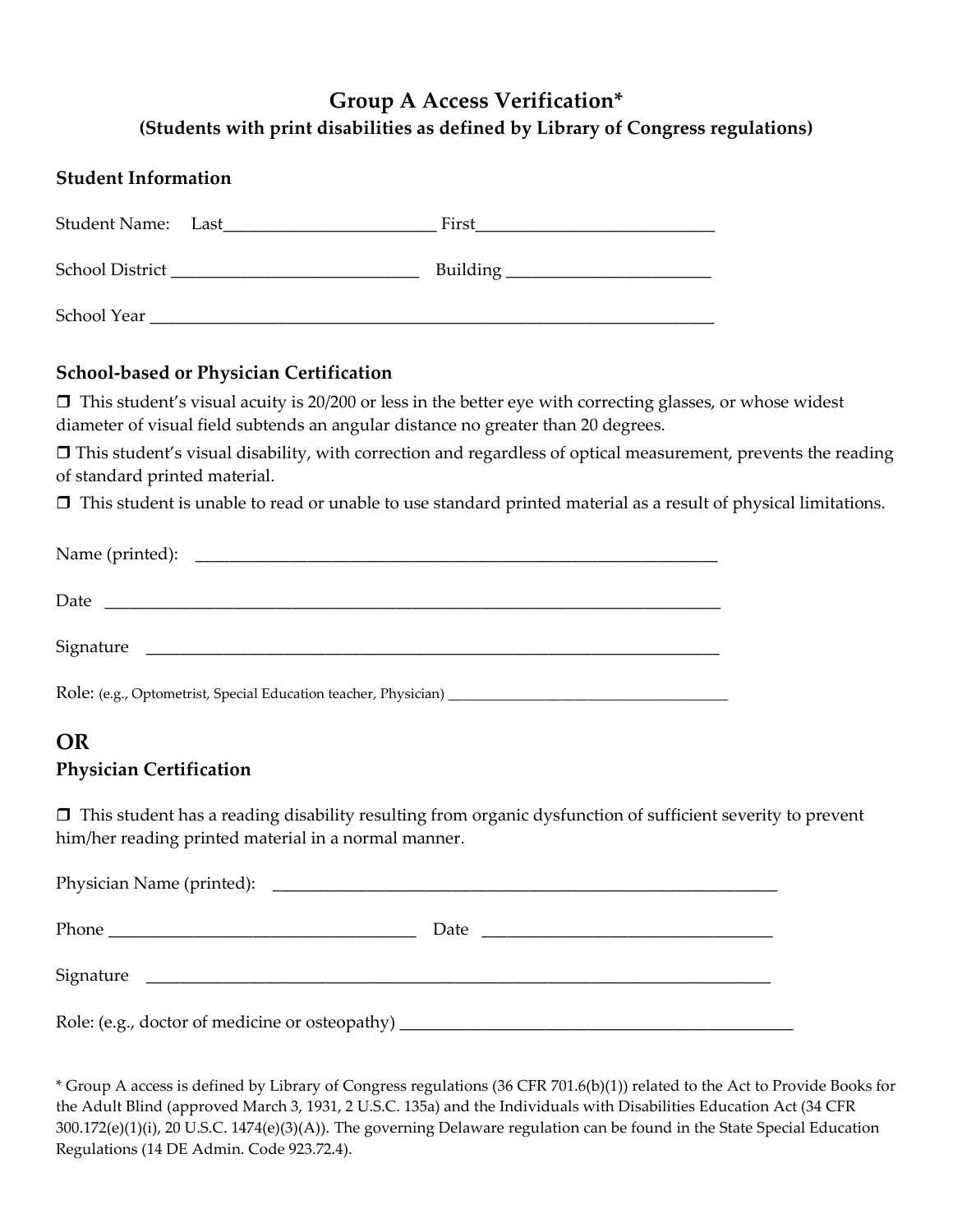# Group A Access Verification*

## (Students with print disabilities as defined by Library of Congress regulations)

### Student Information

Student Name: Last_________________________ First___________________________

School District ____________________________ Building _______________________

School Year ________________________________________________________________

### School-based or Physician Certification

❒ This student's visual acuity is 20/200 or less in the better eye with correcting glasses, or whose widest diameter of visual field subtends an angular distance no greater than 20 degrees.

❒ This student's visual disability, with correction and regardless of optical measurement, prevents the reading of standard printed material.

❒ This student is unable to read or unable to use standard printed material as a result of physical limitations.

Name (printed): ____________________________________________________________

Date ______________________________________________________________________

Signature _________________________________________________________________

Role: (e.g., Optometrist, Special Education teacher, Physician) ____________________________________

## OR

### Physician Certification

❒ This student has a reading disability resulting from organic dysfunction of sufficient severity to prevent him/her reading printed material in a normal manner.

Physician Name (printed): ____________________________________________________________

Phone ___________________________________ Date ________________________________

Signature ___________________________________________________________________________

Role: (e.g., doctor of medicine or osteopathy) _____________________________________________

\* Group A access is defined by Library of Congress regulations (36 CFR 701.6(b)(1)) related to the Act to Provide Books for the Adult Blind (approved March 3, 1931, 2 U.S.C. 135a) and the Individuals with Disabilities Education Act (34 CFR 300.172(e)(1)(i), 20 U.S.C. 1474(e)(3)(A)). The governing Delaware regulation can be found in the State Special Education Regulations (14 DE Admin. Code 923.72.4).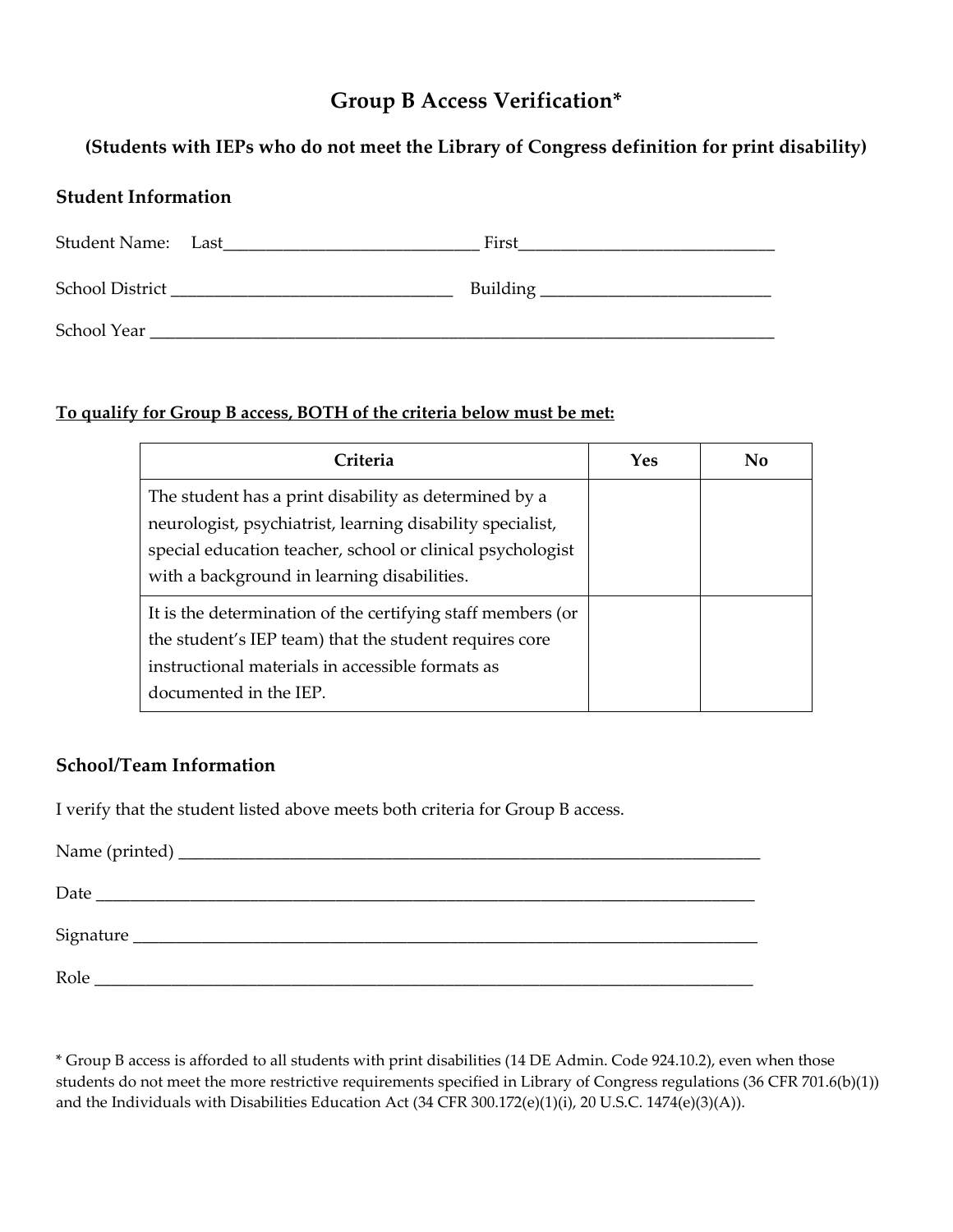# Group B Access Verification*

### (Students with IEPs who do not meet the Library of Congress definition for print disability)

### Student Information

Student Name: Last______________________________ First______________________________

School District ________________________________ Building __________________________

School Year ___________________________________________________________________________

**To qualify for Group B access, BOTH of the criteria below must be met:**

| Criteria | Yes | No |
|---|---|---|
| The student has a print disability as determined by a neurologist, psychiatrist, learning disability specialist, special education teacher, school or clinical psychologist with a background in learning disabilities. | | |
| It is the determination of the certifying staff members (or the student's IEP team) that the student requires core instructional materials in accessible formats as documented in the IEP. | | |

### School/Team Information

I verify that the student listed above meets both criteria for Group B access.

Name (printed) _____________________________________________________________________

Date ______________________________________________________________________________

Signature __________________________________________________________________________

Role ______________________________________________________________________________

* Group B access is afforded to all students with print disabilities (14 DE Admin. Code 924.10.2), even when those students do not meet the more restrictive requirements specified in Library of Congress regulations (36 CFR 701.6(b)(1)) and the Individuals with Disabilities Education Act (34 CFR 300.172(e)(1)(i), 20 U.S.C. 1474(e)(3)(A)).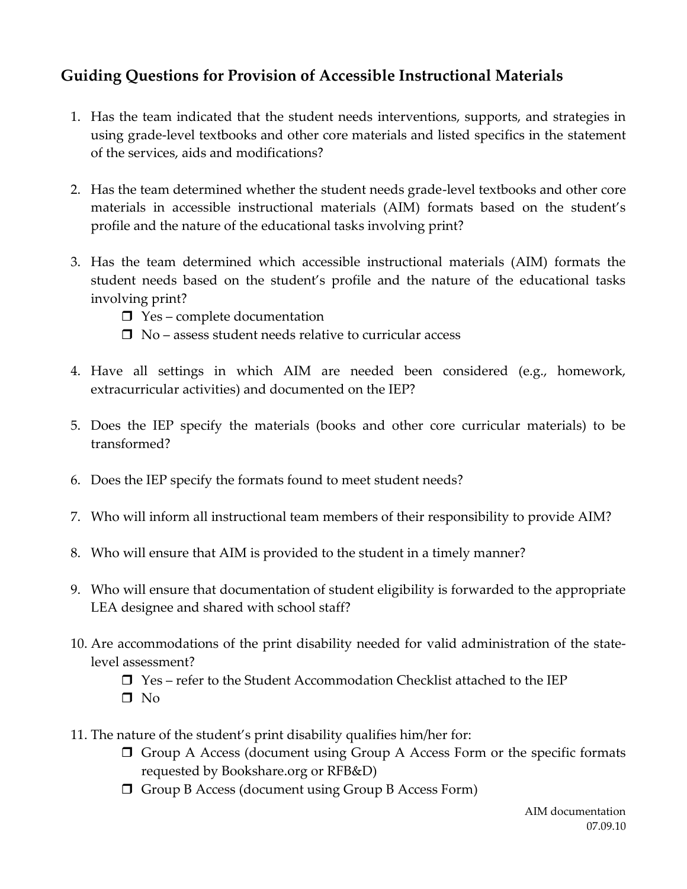## Guiding Questions for Provision of Accessible Instructional Materials

1. Has the team indicated that the student needs interventions, supports, and strategies in using grade-level textbooks and other core materials and listed specifics in the statement of the services, aids and modifications?

2. Has the team determined whether the student needs grade-level textbooks and other core materials in accessible instructional materials (AIM) formats based on the student's profile and the nature of the educational tasks involving print?

3. Has the team determined which accessible instructional materials (AIM) formats the student needs based on the student's profile and the nature of the educational tasks involving print?
   - ❒ Yes – complete documentation
   - ❒ No – assess student needs relative to curricular access

4. Have all settings in which AIM are needed been considered (e.g., homework, extracurricular activities) and documented on the IEP?

5. Does the IEP specify the materials (books and other core curricular materials) to be transformed?

6. Does the IEP specify the formats found to meet student needs?

7. Who will inform all instructional team members of their responsibility to provide AIM?

8. Who will ensure that AIM is provided to the student in a timely manner?

9. Who will ensure that documentation of student eligibility is forwarded to the appropriate LEA designee and shared with school staff?

10. Are accommodations of the print disability needed for valid administration of the state-level assessment?
    - ❒ Yes – refer to the Student Accommodation Checklist attached to the IEP
    - ❒ No

11. The nature of the student's print disability qualifies him/her for:
    - ❒ Group A Access (document using Group A Access Form or the specific formats requested by Bookshare.org or RFB&D)
    - ❒ Group B Access (document using Group B Access Form)

AIM documentation
07.09.10